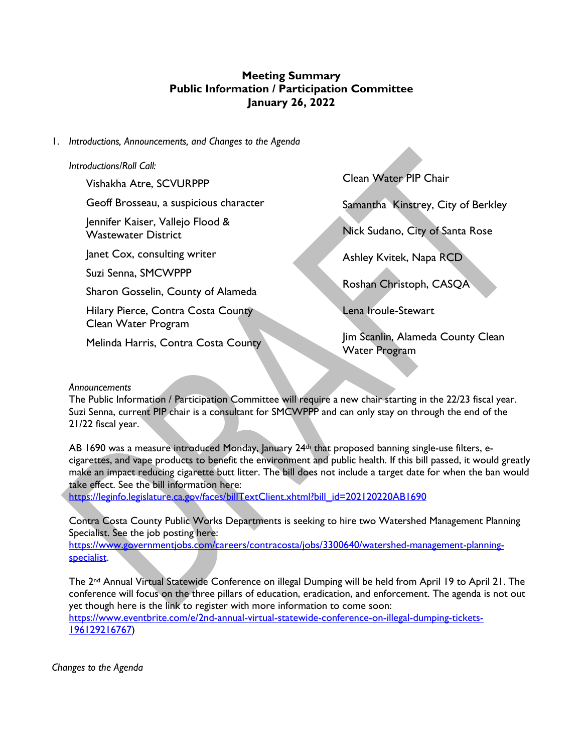# Meeting Summary
## Public Information / Participation Committee
## January 26, 2022

1. *Introductions, Announcements, and Changes to the Agenda*

*Introductions/Roll Call:*

- Vishakha Atre, SCVURPPP
- Geoff Brosseau, a suspicious character
- Jennifer Kaiser, Vallejo Flood & Wastewater District
- Janet Cox, consulting writer
- Suzi Senna, SMCWPPP
- Sharon Gosselin, County of Alameda
- Hilary Pierce, Contra Costa County Clean Water Program
- Melinda Harris, Contra Costa County
- Clean Water PIP Chair
- Samantha Kinstrey, City of Berkley
- Nick Sudano, City of Santa Rose
- Ashley Kvitek, Napa RCD
- Roshan Christoph, CASQA
- Lena Iroule-Stewart
- Jim Scanlin, Alameda County Clean Water Program

*Announcements*

The Public Information / Participation Committee will require a new chair starting in the 22/23 fiscal year. Suzi Senna, current PIP chair is a consultant for SMCWPPP and can only stay on through the end of the 21/22 fiscal year.

AB 1690 was a measure introduced Monday, January 24th that proposed banning single-use filters, e-cigarettes, and vape products to benefit the environment and public health. If this bill passed, it would greatly make an impact reducing cigarette butt litter. The bill does not include a target date for when the ban would take effect. See the bill information here: https://leginfo.legislature.ca.gov/faces/billTextClient.xhtml?bill_id=202120220AB1690

Contra Costa County Public Works Departments is seeking to hire two Watershed Management Planning Specialist. See the job posting here: https://www.governmentjobs.com/careers/contracosta/jobs/3300640/watershed-management-planning-specialist.

The 2nd Annual Virtual Statewide Conference on illegal Dumping will be held from April 19 to April 21. The conference will focus on the three pillars of education, eradication, and enforcement. The agenda is not out yet though here is the link to register with more information to come soon: https://www.eventbrite.com/e/2nd-annual-virtual-statewide-conference-on-illegal-dumping-tickets-196129216767)

*Changes to the Agenda*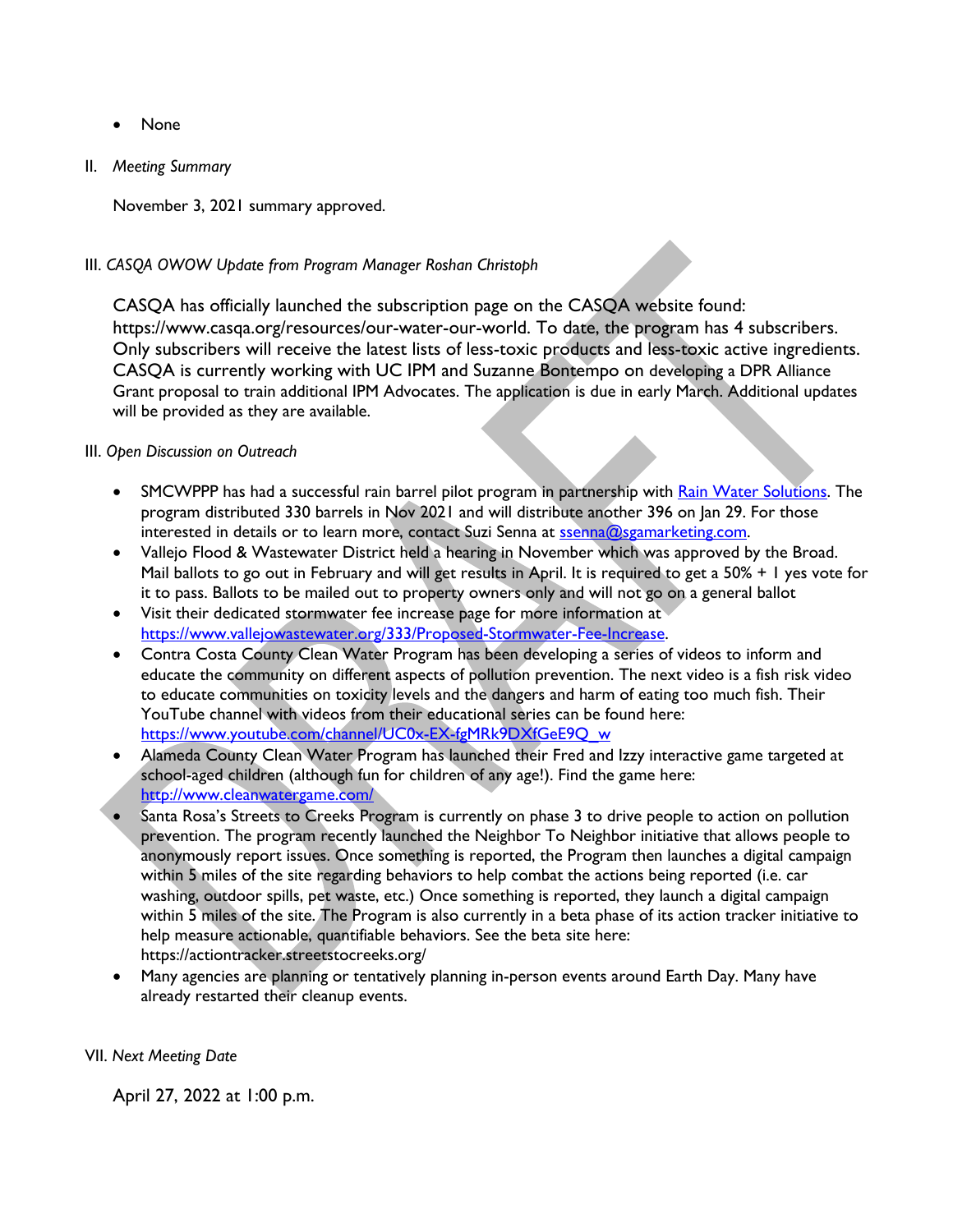- None

II. *Meeting Summary*

November 3, 2021 summary approved.

III. *CASQA OWOW Update from Program Manager Roshan Christoph*

CASQA has officially launched the subscription page on the CASQA website found: https://www.casqa.org/resources/our-water-our-world. To date, the program has 4 subscribers. Only subscribers will receive the latest lists of less-toxic products and less-toxic active ingredients. CASQA is currently working with UC IPM and Suzanne Bontempo on developing a DPR Alliance Grant proposal to train additional IPM Advocates. The application is due in early March. Additional updates will be provided as they are available.

III. *Open Discussion on Outreach*

- SMCWPPP has had a successful rain barrel pilot program in partnership with Rain Water Solutions. The program distributed 330 barrels in Nov 2021 and will distribute another 396 on Jan 29. For those interested in details or to learn more, contact Suzi Senna at ssenna@sgamarketing.com.
- Vallejo Flood & Wastewater District held a hearing in November which was approved by the Broad. Mail ballots to go out in February and will get results in April. It is required to get a 50% + 1 yes vote for it to pass. Ballots to be mailed out to property owners only and will not go on a general ballot
- Visit their dedicated stormwater fee increase page for more information at https://www.vallejowastewater.org/333/Proposed-Stormwater-Fee-Increase.
- Contra Costa County Clean Water Program has been developing a series of videos to inform and educate the community on different aspects of pollution prevention. The next video is a fish risk video to educate communities on toxicity levels and the dangers and harm of eating too much fish. Their YouTube channel with videos from their educational series can be found here: https://www.youtube.com/channel/UC0x-EX-fgMRk9DXfGeE9Q_w
- Alameda County Clean Water Program has launched their Fred and Izzy interactive game targeted at school-aged children (although fun for children of any age!). Find the game here: http://www.cleanwatergame.com/
- Santa Rosa's Streets to Creeks Program is currently on phase 3 to drive people to action on pollution prevention. The program recently launched the Neighbor To Neighbor initiative that allows people to anonymously report issues. Once something is reported, the Program then launches a digital campaign within 5 miles of the site regarding behaviors to help combat the actions being reported (i.e. car washing, outdoor spills, pet waste, etc.) Once something is reported, they launch a digital campaign within 5 miles of the site. The Program is also currently in a beta phase of its action tracker initiative to help measure actionable, quantifiable behaviors. See the beta site here: https://actiontracker.streetstocreeks.org/
- Many agencies are planning or tentatively planning in-person events around Earth Day. Many have already restarted their cleanup events.

VII. *Next Meeting Date*

April 27, 2022 at 1:00 p.m.